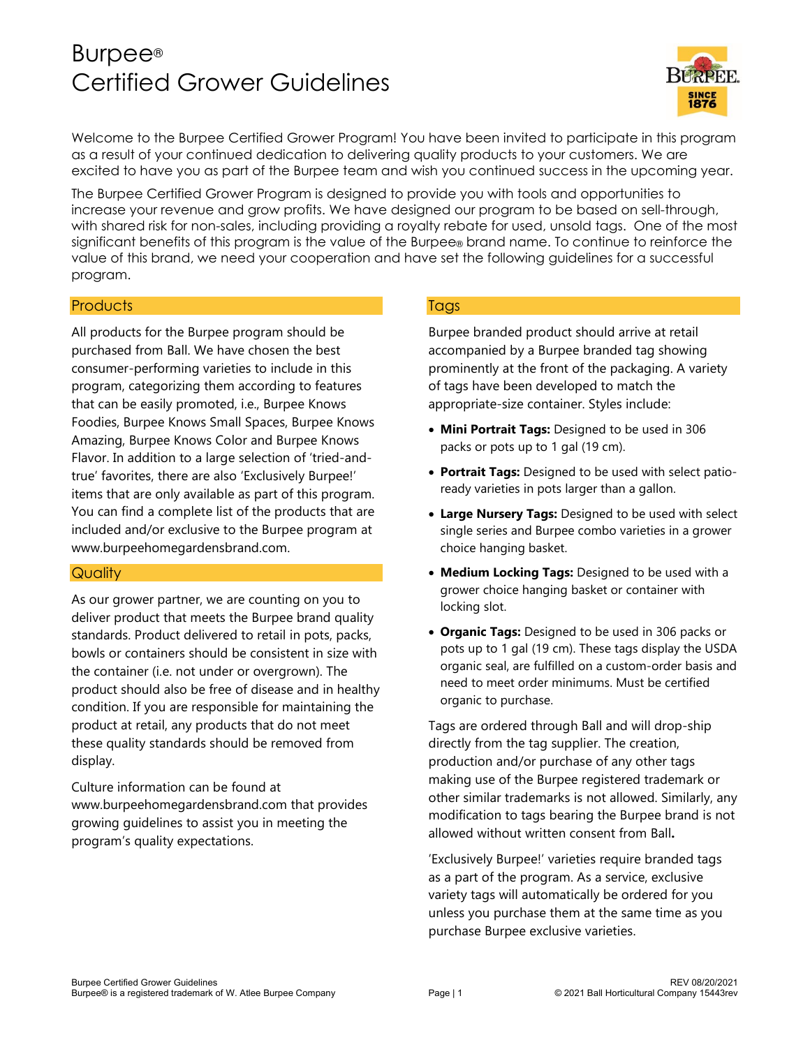# Burpee®
# Certified Grower Guidelines

Welcome to the Burpee Certified Grower Program! You have been invited to participate in this program as a result of your continued dedication to delivering quality products to your customers. We are excited to have you as part of the Burpee team and wish you continued success in the upcoming year.

The Burpee Certified Grower Program is designed to provide you with tools and opportunities to increase your revenue and grow profits. We have designed our program to be based on sell-through, with shared risk for non-sales, including providing a royalty rebate for used, unsold tags. One of the most significant benefits of this program is the value of the Burpee® brand name. To continue to reinforce the value of this brand, we need your cooperation and have set the following guidelines for a successful program.

## Products

All products for the Burpee program should be purchased from Ball. We have chosen the best consumer-performing varieties to include in this program, categorizing them according to features that can be easily promoted, i.e., Burpee Knows Foodies, Burpee Knows Small Spaces, Burpee Knows Amazing, Burpee Knows Color and Burpee Knows Flavor. In addition to a large selection of 'tried-and-true' favorites, there are also 'Exclusively Burpee!' items that are only available as part of this program. You can find a complete list of the products that are included and/or exclusive to the Burpee program at www.burpeehomegardensbrand.com.

## Quality

As our grower partner, we are counting on you to deliver product that meets the Burpee brand quality standards. Product delivered to retail in pots, packs, bowls or containers should be consistent in size with the container (i.e. not under or overgrown). The product should also be free of disease and in healthy condition. If you are responsible for maintaining the product at retail, any products that do not meet these quality standards should be removed from display.

Culture information can be found at www.burpeehomegardensbrand.com that provides growing guidelines to assist you in meeting the program's quality expectations.

## Tags

Burpee branded product should arrive at retail accompanied by a Burpee branded tag showing prominently at the front of the packaging. A variety of tags have been developed to match the appropriate-size container. Styles include:

- **Mini Portrait Tags:** Designed to be used in 306 packs or pots up to 1 gal (19 cm).
- **Portrait Tags:** Designed to be used with select patio-ready varieties in pots larger than a gallon.
- **Large Nursery Tags:** Designed to be used with select single series and Burpee combo varieties in a grower choice hanging basket.
- **Medium Locking Tags:** Designed to be used with a grower choice hanging basket or container with locking slot.
- **Organic Tags:** Designed to be used in 306 packs or pots up to 1 gal (19 cm). These tags display the USDA organic seal, are fulfilled on a custom-order basis and need to meet order minimums. Must be certified organic to purchase.

Tags are ordered through Ball and will drop-ship directly from the tag supplier. The creation, production and/or purchase of any other tags making use of the Burpee registered trademark or other similar trademarks is not allowed. Similarly, any modification to tags bearing the Burpee brand is not allowed without written consent from Ball**.**

'Exclusively Burpee!' varieties require branded tags as a part of the program. As a service, exclusive variety tags will automatically be ordered for you unless you purchase them at the same time as you purchase Burpee exclusive varieties.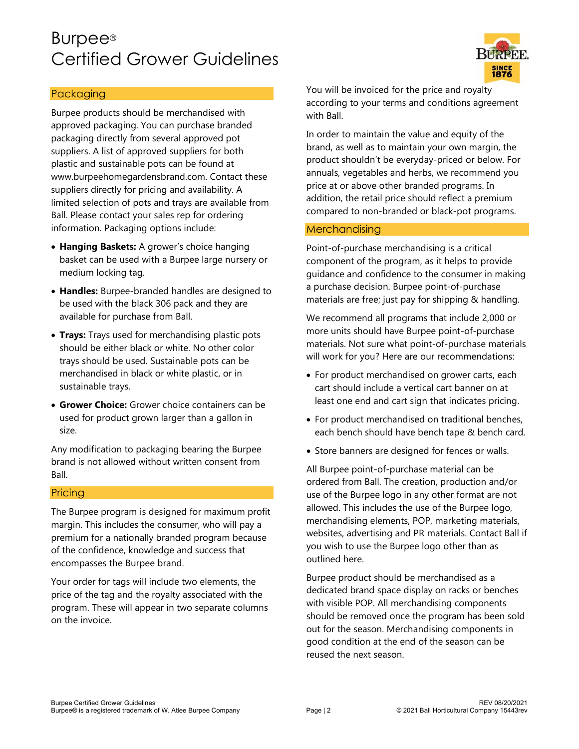# Burpee® Certified Grower Guidelines

## Packaging

Burpee products should be merchandised with approved packaging. You can purchase branded packaging directly from several approved pot suppliers. A list of approved suppliers for both plastic and sustainable pots can be found at www.burpeehomegardensbrand.com. Contact these suppliers directly for pricing and availability. A limited selection of pots and trays are available from Ball. Please contact your sales rep for ordering information. Packaging options include:

- **Hanging Baskets:** A grower's choice hanging basket can be used with a Burpee large nursery or medium locking tag.
- **Handles:** Burpee-branded handles are designed to be used with the black 306 pack and they are available for purchase from Ball.
- **Trays:** Trays used for merchandising plastic pots should be either black or white. No other color trays should be used. Sustainable pots can be merchandised in black or white plastic, or in sustainable trays.
- **Grower Choice:** Grower choice containers can be used for product grown larger than a gallon in size.

Any modification to packaging bearing the Burpee brand is not allowed without written consent from Ball.

## Pricing

The Burpee program is designed for maximum profit margin. This includes the consumer, who will pay a premium for a nationally branded program because of the confidence, knowledge and success that encompasses the Burpee brand.

Your order for tags will include two elements, the price of the tag and the royalty associated with the program. These will appear in two separate columns on the invoice.

You will be invoiced for the price and royalty according to your terms and conditions agreement with Ball.

In order to maintain the value and equity of the brand, as well as to maintain your own margin, the product shouldn't be everyday-priced or below. For annuals, vegetables and herbs, we recommend you price at or above other branded programs. In addition, the retail price should reflect a premium compared to non-branded or black-pot programs.

## Merchandising

Point-of-purchase merchandising is a critical component of the program, as it helps to provide guidance and confidence to the consumer in making a purchase decision. Burpee point-of-purchase materials are free; just pay for shipping & handling.

We recommend all programs that include 2,000 or more units should have Burpee point-of-purchase materials. Not sure what point-of-purchase materials will work for you? Here are our recommendations:

- For product merchandised on grower carts, each cart should include a vertical cart banner on at least one end and cart sign that indicates pricing.
- For product merchandised on traditional benches, each bench should have bench tape & bench card.
- Store banners are designed for fences or walls.

All Burpee point-of-purchase material can be ordered from Ball. The creation, production and/or use of the Burpee logo in any other format are not allowed. This includes the use of the Burpee logo, merchandising elements, POP, marketing materials, websites, advertising and PR materials. Contact Ball if you wish to use the Burpee logo other than as outlined here.

Burpee product should be merchandised as a dedicated brand space display on racks or benches with visible POP. All merchandising components should be removed once the program has been sold out for the season. Merchandising components in good condition at the end of the season can be reused the next season.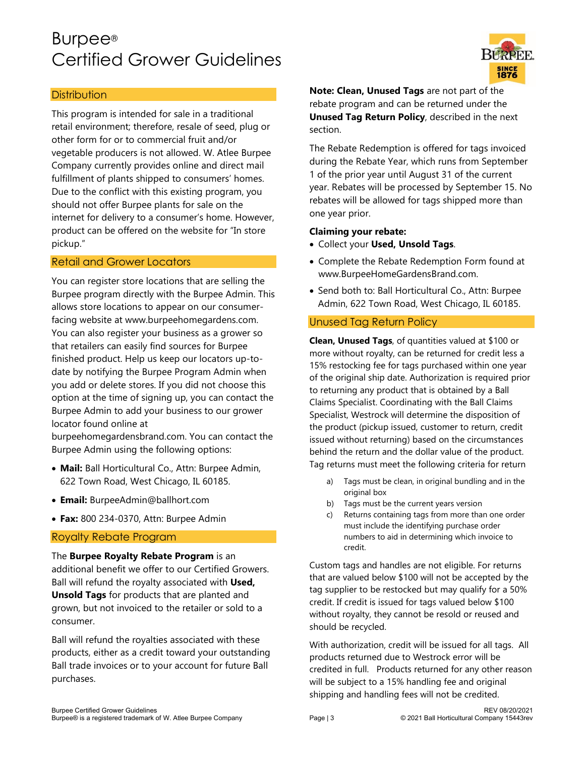# Burpee®
# Certified Grower Guidelines

## Distribution

This program is intended for sale in a traditional retail environment; therefore, resale of seed, plug or other form for or to commercial fruit and/or vegetable producers is not allowed. W. Atlee Burpee Company currently provides online and direct mail fulfillment of plants shipped to consumers' homes. Due to the conflict with this existing program, you should not offer Burpee plants for sale on the internet for delivery to a consumer's home. However, product can be offered on the website for "In store pickup."

## Retail and Grower Locators

You can register store locations that are selling the Burpee program directly with the Burpee Admin. This allows store locations to appear on our consumer-facing website at www.burpeehomegardens.com. You can also register your business as a grower so that retailers can easily find sources for Burpee finished product. Help us keep our locators up-to-date by notifying the Burpee Program Admin when you add or delete stores. If you did not choose this option at the time of signing up, you can contact the Burpee Admin to add your business to our grower locator found online at burpeehomegardensbrand.com. You can contact the Burpee Admin using the following options:

- **Mail:** Ball Horticultural Co., Attn: Burpee Admin, 622 Town Road, West Chicago, IL 60185.
- **Email:** BurpeeAdmin@ballhort.com
- **Fax:** 800 234-0370, Attn: Burpee Admin

## Royalty Rebate Program

The **Burpee Royalty Rebate Program** is an additional benefit we offer to our Certified Growers. Ball will refund the royalty associated with **Used, Unsold Tags** for products that are planted and grown, but not invoiced to the retailer or sold to a consumer.

Ball will refund the royalties associated with these products, either as a credit toward your outstanding Ball trade invoices or to your account for future Ball purchases.

**Note: Clean, Unused Tags** are not part of the rebate program and can be returned under the **Unused Tag Return Policy**, described in the next section.

The Rebate Redemption is offered for tags invoiced during the Rebate Year, which runs from September 1 of the prior year until August 31 of the current year. Rebates will be processed by September 15. No rebates will be allowed for tags shipped more than one year prior.

**Claiming your rebate:**

- Collect your **Used, Unsold Tags**.
- Complete the Rebate Redemption Form found at www.BurpeeHomeGardensBrand.com.
- Send both to: Ball Horticultural Co., Attn: Burpee Admin, 622 Town Road, West Chicago, IL 60185.

## Unused Tag Return Policy

**Clean, Unused Tags**, of quantities valued at $100 or more without royalty, can be returned for credit less a 15% restocking fee for tags purchased within one year of the original ship date. Authorization is required prior to returning any product that is obtained by a Ball Claims Specialist. Coordinating with the Ball Claims Specialist, Westrock will determine the disposition of the product (pickup issued, customer to return, credit issued without returning) based on the circumstances behind the return and the dollar value of the product. Tag returns must meet the following criteria for return

a) Tags must be clean, in original bundling and in the original box
b) Tags must be the current years version
c) Returns containing tags from more than one order must include the identifying purchase order numbers to aid in determining which invoice to credit.

Custom tags and handles are not eligible. For returns that are valued below $100 will not be accepted by the tag supplier to be restocked but may qualify for a 50% credit. If credit is issued for tags valued below $100 without royalty, they cannot be resold or reused and should be recycled.

With authorization, credit will be issued for all tags. All products returned due to Westrock error will be credited in full. Products returned for any other reason will be subject to a 15% handling fee and original shipping and handling fees will not be credited.